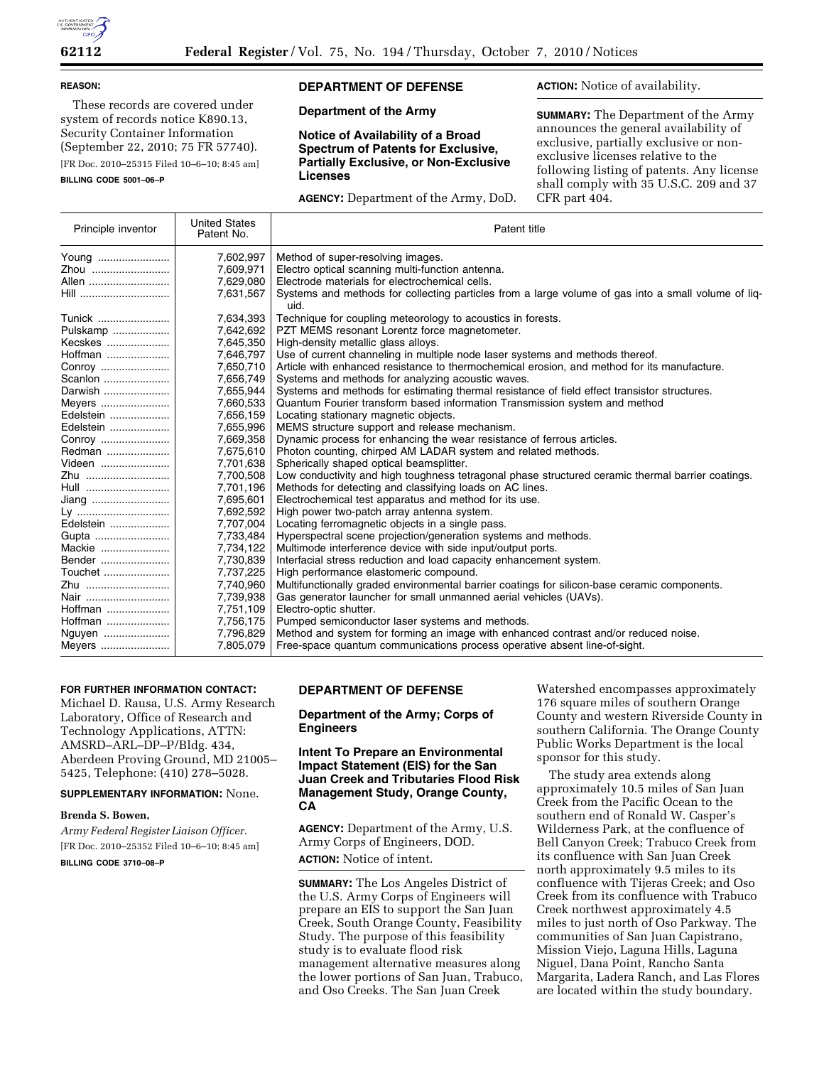**REASON:**

These records are covered under system of records notice K890.13, Security Container Information (September 22, 2010; 75 FR 57740).

[FR Doc. 2010–25315 Filed 10–6–10; 8:45 am]

**BILLING CODE 5001–06–P**

## DEPARTMENT OF DEFENSE

### Department of the Army

### Notice of Availability of a Broad Spectrum of Patents for Exclusive, Partially Exclusive, or Non-Exclusive Licenses

**AGENCY:** Department of the Army, DoD.

**ACTION:** Notice of availability.

**SUMMARY:** The Department of the Army announces the general availability of exclusive, partially exclusive or non-exclusive licenses relative to the following listing of patents. Any license shall comply with 35 U.S.C. 209 and 37 CFR part 404.

| Principle inventor | United States Patent No. | Patent title |
|---|---|---|
| Young | 7,602,997 | Method of super-resolving images. |
| Zhou | 7,609,971 | Electro optical scanning multi-function antenna. |
| Allen | 7,629,080 | Electrode materials for electrochemical cells. |
| Hill | 7,631,567 | Systems and methods for collecting particles from a large volume of gas into a small volume of liquid. |
| Tunick | 7,634,393 | Technique for coupling meteorology to acoustics in forests. |
| Pulskamp | 7,642,692 | PZT MEMS resonant Lorentz force magnetometer. |
| Kecskes | 7,645,350 | High-density metallic glass alloys. |
| Hoffman | 7,646,797 | Use of current channeling in multiple node laser systems and methods thereof. |
| Conroy | 7,650,710 | Article with enhanced resistance to thermochemical erosion, and method for its manufacture. |
| Scanlon | 7,656,749 | Systems and methods for analyzing acoustic waves. |
| Darwish | 7,655,944 | Systems and methods for estimating thermal resistance of field effect transistor structures. |
| Meyers | 7,660,533 | Quantum Fourier transform based information Transmission system and method |
| Edelstein | 7,656,159 | Locating stationary magnetic objects. |
| Edelstein | 7,655,996 | MEMS structure support and release mechanism. |
| Conroy | 7,669,358 | Dynamic process for enhancing the wear resistance of ferrous articles. |
| Redman | 7,675,610 | Photon counting, chirped AM LADAR system and related methods. |
| Videen | 7,701,638 | Spherically shaped optical beamsplitter. |
| Zhu | 7,700,508 | Low conductivity and high toughness tetragonal phase structured ceramic thermal barrier coatings. |
| Hull | 7,701,196 | Methods for detecting and classifying loads on AC lines. |
| Jiang | 7,695,601 | Electrochemical test apparatus and method for its use. |
| Ly | 7,692,592 | High power two-patch array antenna system. |
| Edelstein | 7,707,004 | Locating ferromagnetic objects in a single pass. |
| Gupta | 7,733,484 | Hyperspectral scene projection/generation systems and methods. |
| Mackie | 7,734,122 | Multimode interference device with side input/output ports. |
| Bender | 7,730,839 | Interfacial stress reduction and load capacity enhancement system. |
| Touchet | 7,737,225 | High performance elastomeric compound. |
| Zhu | 7,740,960 | Multifunctionally graded environmental barrier coatings for silicon-base ceramic components. |
| Nair | 7,739,938 | Gas generator launcher for small unmanned aerial vehicles (UAVs). |
| Hoffman | 7,751,109 | Electro-optic shutter. |
| Hoffman | 7,756,175 | Pumped semiconductor laser systems and methods. |
| Nguyen | 7,796,829 | Method and system for forming an image with enhanced contrast and/or reduced noise. |
| Meyers | 7,805,079 | Free-space quantum communications process operative absent line-of-sight. |

**FOR FURTHER INFORMATION CONTACT:** Michael D. Rausa, U.S. Army Research Laboratory, Office of Research and Technology Applications, ATTN: AMSRD–ARL–DP–P/Bldg. 434, Aberdeen Proving Ground, MD 21005–5425, Telephone: (410) 278–5028.

**SUPPLEMENTARY INFORMATION:** None.

**Brenda S. Bowen,**

*Army Federal Register Liaison Officer.*

[FR Doc. 2010–25352 Filed 10–6–10; 8:45 am]

**BILLING CODE 3710–08–P**

## DEPARTMENT OF DEFENSE

### Department of the Army; Corps of Engineers

### Intent To Prepare an Environmental Impact Statement (EIS) for the San Juan Creek and Tributaries Flood Risk Management Study, Orange County, CA

**AGENCY:** Department of the Army, U.S. Army Corps of Engineers, DOD.

**ACTION:** Notice of intent.

**SUMMARY:** The Los Angeles District of the U.S. Army Corps of Engineers will prepare an EIS to support the San Juan Creek, South Orange County, Feasibility Study. The purpose of this feasibility study is to evaluate flood risk management alternative measures along the lower portions of San Juan, Trabuco, and Oso Creeks. The San Juan Creek Watershed encompasses approximately 176 square miles of southern Orange County and western Riverside County in southern California. The Orange County Public Works Department is the local sponsor for this study.

The study area extends along approximately 10.5 miles of San Juan Creek from the Pacific Ocean to the southern end of Ronald W. Casper's Wilderness Park, at the confluence of Bell Canyon Creek; Trabuco Creek from its confluence with San Juan Creek north approximately 9.5 miles to its confluence with Tijeras Creek; and Oso Creek from its confluence with Trabuco Creek northwest approximately 4.5 miles to just north of Oso Parkway. The communities of San Juan Capistrano, Mission Viejo, Laguna Hills, Laguna Niguel, Dana Point, Rancho Santa Margarita, Ladera Ranch, and Las Flores are located within the study boundary.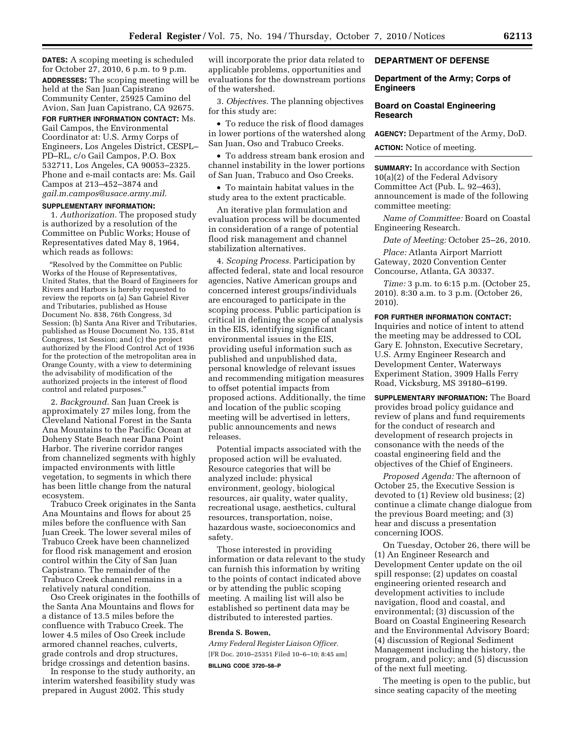**DATES:** A scoping meeting is scheduled for October 27, 2010, 6 p.m. to 9 p.m.

**ADDRESSES:** The scoping meeting will be held at the San Juan Capistrano Community Center, 25925 Camino del Avion, San Juan Capistrano, CA 92675.

**FOR FURTHER INFORMATION CONTACT:** Ms. Gail Campos, the Environmental Coordinator at: U.S. Army Corps of Engineers, Los Angeles District, CESPL–PD–RL, c/o Gail Campos, P.O. Box 532711, Los Angeles, CA 90053–2325. Phone and e-mail contacts are: Ms. Gail Campos at 213–452–3874 and *gail.m.campos@usace.army.mil.*

**SUPPLEMENTARY INFORMATION:**

1. *Authorization.* The proposed study is authorized by a resolution of the Committee on Public Works; House of Representatives dated May 8, 1964, which reads as follows:

> "Resolved by the Committee on Public Works of the House of Representatives, United States, that the Board of Engineers for Rivers and Harbors is hereby requested to review the reports on (a) San Gabriel River and Tributaries, published as House Document No. 838, 76th Congress, 3d Session; (b) Santa Ana River and Tributaries, published as House Document No. 135, 81st Congress, 1st Session; and (c) the project authorized by the Flood Control Act of 1936 for the protection of the metropolitan area in Orange County, with a view to determining the advisability of modification of the authorized projects in the interest of flood control and related purposes."

2. *Background.* San Juan Creek is approximately 27 miles long, from the Cleveland National Forest in the Santa Ana Mountains to the Pacific Ocean at Doheny State Beach near Dana Point Harbor. The riverine corridor ranges from channelized segments with highly impacted environments with little vegetation, to segments in which there has been little change from the natural ecosystem.

Trabuco Creek originates in the Santa Ana Mountains and flows for about 25 miles before the confluence with San Juan Creek. The lower several miles of Trabuco Creek have been channelized for flood risk management and erosion control within the City of San Juan Capistrano. The remainder of the Trabuco Creek channel remains in a relatively natural condition.

Oso Creek originates in the foothills of the Santa Ana Mountains and flows for a distance of 13.5 miles before the confluence with Trabuco Creek. The lower 4.5 miles of Oso Creek include armored channel reaches, culverts, grade controls and drop structures, bridge crossings and detention basins.

In response to the study authority, an interim watershed feasibility study was prepared in August 2002. This study will incorporate the prior data related to applicable problems, opportunities and evaluations for the downstream portions of the watershed.

3. *Objectives.* The planning objectives for this study are:

- To reduce the risk of flood damages in lower portions of the watershed along San Juan, Oso and Trabuco Creeks.
- To address stream bank erosion and channel instability in the lower portions of San Juan, Trabuco and Oso Creeks.
- To maintain habitat values in the study area to the extent practicable.

An iterative plan formulation and evaluation process will be documented in consideration of a range of potential flood risk management and channel stabilization alternatives.

4. *Scoping Process.* Participation by affected federal, state and local resource agencies, Native American groups and concerned interest groups/individuals are encouraged to participate in the scoping process. Public participation is critical in defining the scope of analysis in the EIS, identifying significant environmental issues in the EIS, providing useful information such as published and unpublished data, personal knowledge of relevant issues and recommending mitigation measures to offset potential impacts from proposed actions. Additionally, the time and location of the public scoping meeting will be advertised in letters, public announcements and news releases.

Potential impacts associated with the proposed action will be evaluated. Resource categories that will be analyzed include: physical environment, geology, biological resources, air quality, water quality, recreational usage, aesthetics, cultural resources, transportation, noise, hazardous waste, socioeconomics and safety.

Those interested in providing information or data relevant to the study can furnish this information by writing to the points of contact indicated above or by attending the public scoping meeting. A mailing list will also be established so pertinent data may be distributed to interested parties.

**Brenda S. Bowen,**

*Army Federal Register Liaison Officer.*

[FR Doc. 2010–25351 Filed 10–6–10; 8:45 am]

**BILLING CODE 3720–58–P**

## DEPARTMENT OF DEFENSE

### Department of the Army; Corps of Engineers

### Board on Coastal Engineering Research

**AGENCY:** Department of the Army, DoD.

**ACTION:** Notice of meeting.

**SUMMARY:** In accordance with Section 10(a)(2) of the Federal Advisory Committee Act (Pub. L. 92–463), announcement is made of the following committee meeting:

*Name of Committee:* Board on Coastal Engineering Research.

*Date of Meeting:* October 25–26, 2010.

*Place:* Atlanta Airport Marriott Gateway, 2020 Convention Center Concourse, Atlanta, GA 30337.

*Time:* 3 p.m. to 6:15 p.m. (October 25, 2010). 8:30 a.m. to 3 p.m. (October 26, 2010).

**FOR FURTHER INFORMATION CONTACT:** Inquiries and notice of intent to attend the meeting may be addressed to COL Gary E. Johnston, Executive Secretary, U.S. Army Engineer Research and Development Center, Waterways Experiment Station, 3909 Halls Ferry Road, Vicksburg, MS 39180–6199.

**SUPPLEMENTARY INFORMATION:** The Board provides broad policy guidance and review of plans and fund requirements for the conduct of research and development of research projects in consonance with the needs of the coastal engineering field and the objectives of the Chief of Engineers.

*Proposed Agenda:* The afternoon of October 25, the Executive Session is devoted to (1) Review old business; (2) continue a climate change dialogue from the previous Board meeting; and (3) hear and discuss a presentation concerning IOOS.

On Tuesday, October 26, there will be (1) An Engineer Research and Development Center update on the oil spill response; (2) updates on coastal engineering oriented research and development activities to include navigation, flood and coastal, and environmental; (3) discussion of the Board on Coastal Engineering Research and the Environmental Advisory Board; (4) discussion of Regional Sediment Management including the history, the program, and policy; and (5) discussion of the next full meeting.

The meeting is open to the public, but since seating capacity of the meeting